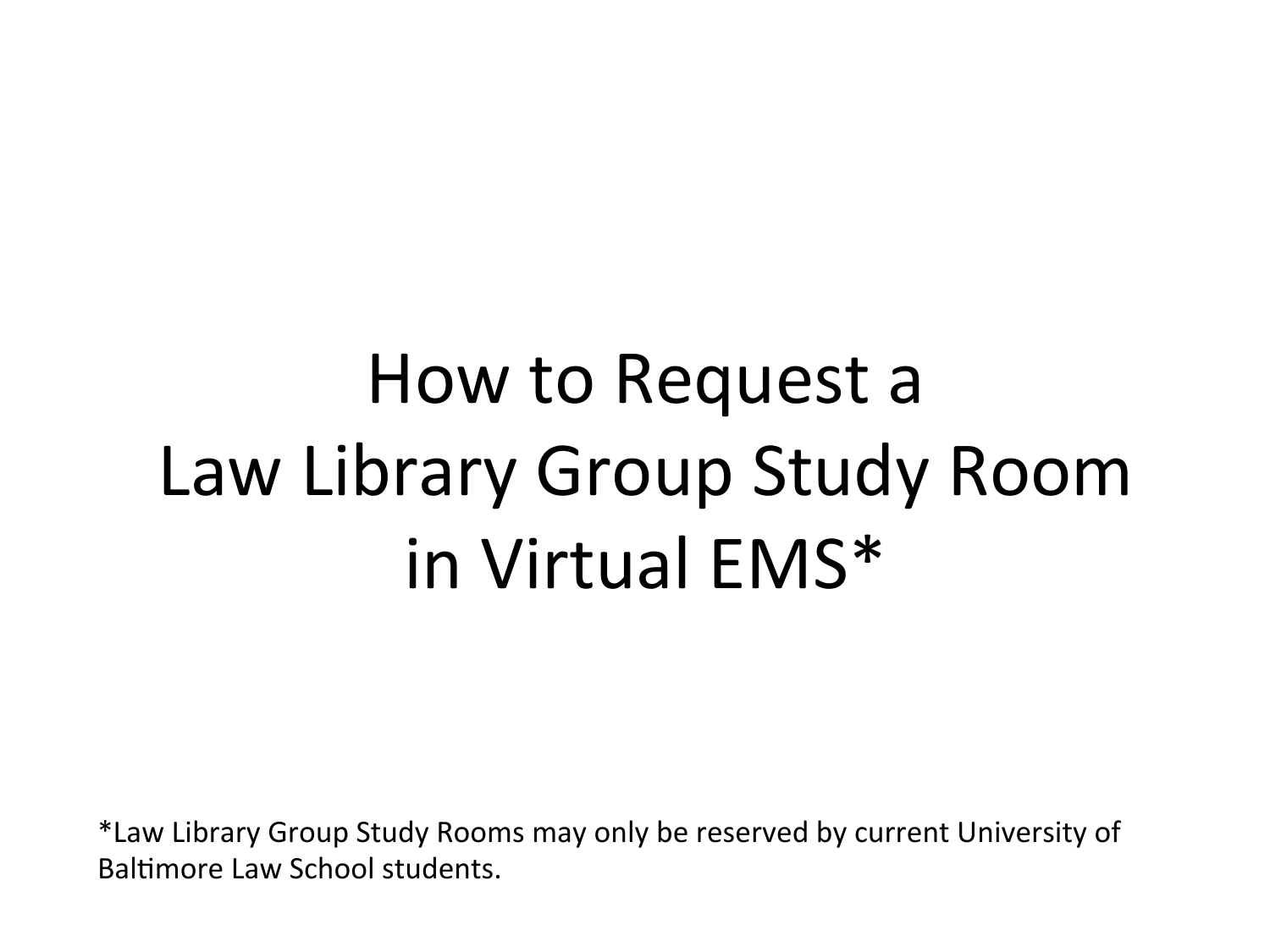# How to Request a Law Library Group Study Room in Virtual EMS*

*Law Library Group Study Rooms may only be reserved by current University of Baltimore Law School students.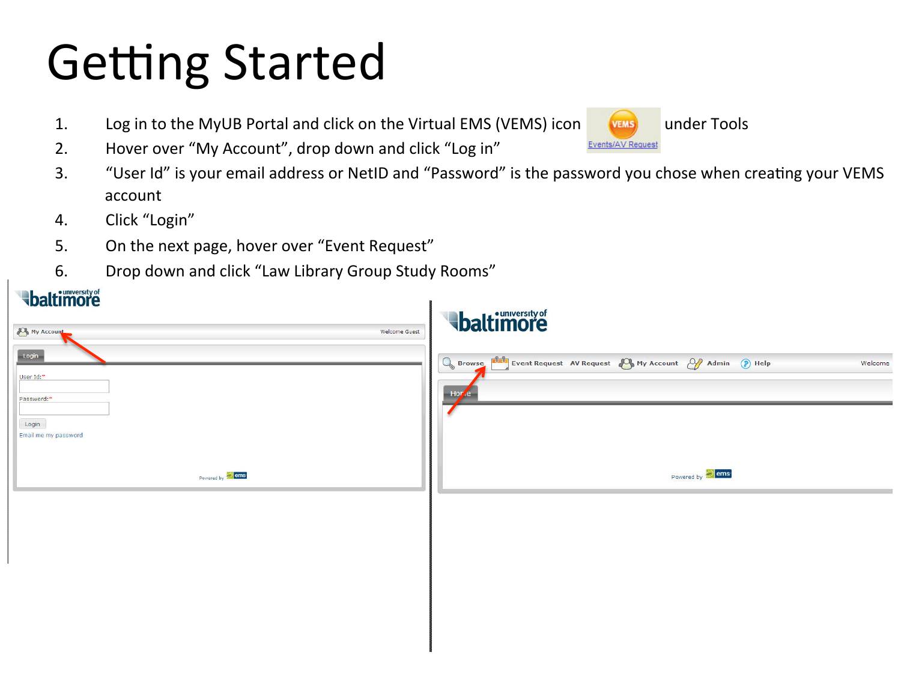# Getting Started

1. Log in to the MyUB Portal and click on the Virtual EMS (VEMS) icon under Tools
2. Hover over “My Account”, drop down and click “Log in”
3. “User Id” is your email address or NetID and “Password” is the password you chose when creating your VEMS account
4. Click “Login”
5. On the next page, hover over “Event Request”
6. Drop down and click “Law Library Group Study Rooms”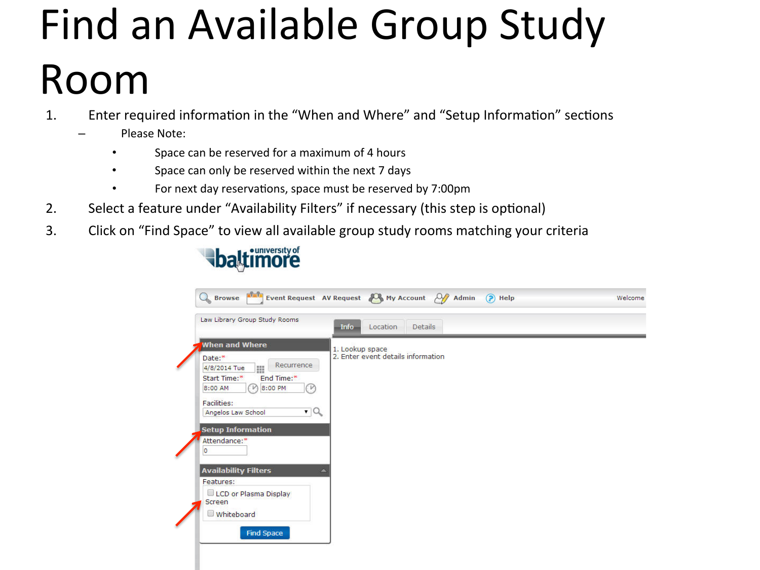# Find an Available Group Study Room

1. Enter required information in the "When and Where" and "Setup Information" sections
   - Please Note:
     - Space can be reserved for a maximum of 4 hours
     - Space can only be reserved within the next 7 days
     - For next day reservations, space must be reserved by 7:00pm
2. Select a feature under "Availability Filters" if necessary (this step is optional)
3. Click on "Find Space" to view all available group study rooms matching your criteria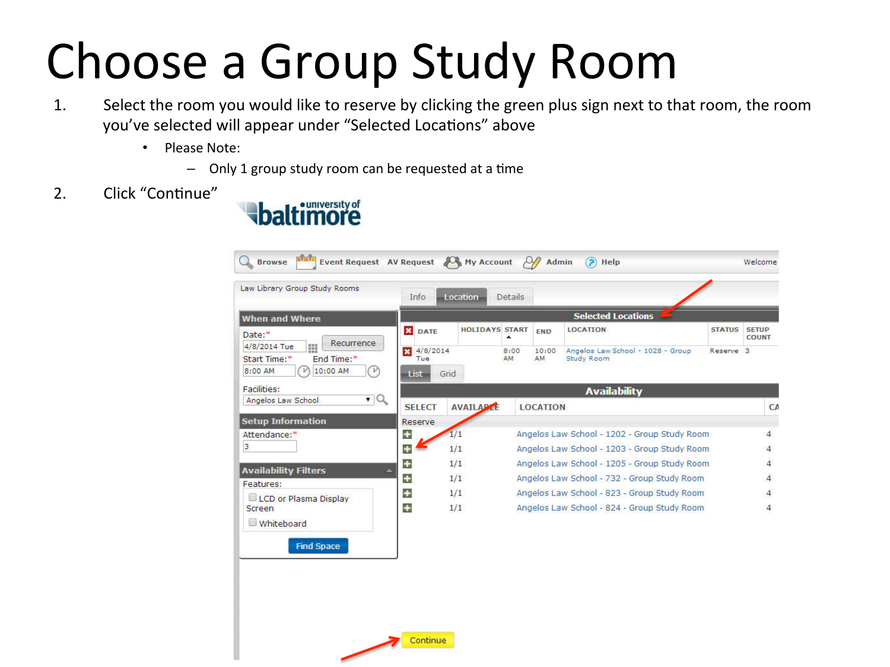# Choose a Group Study Room

1. Select the room you would like to reserve by clicking the green plus sign next to that room, the room you've selected will appear under "Selected Locations" above
   - Please Note:
     - Only 1 group study room can be requested at a time
2. Click "Continue"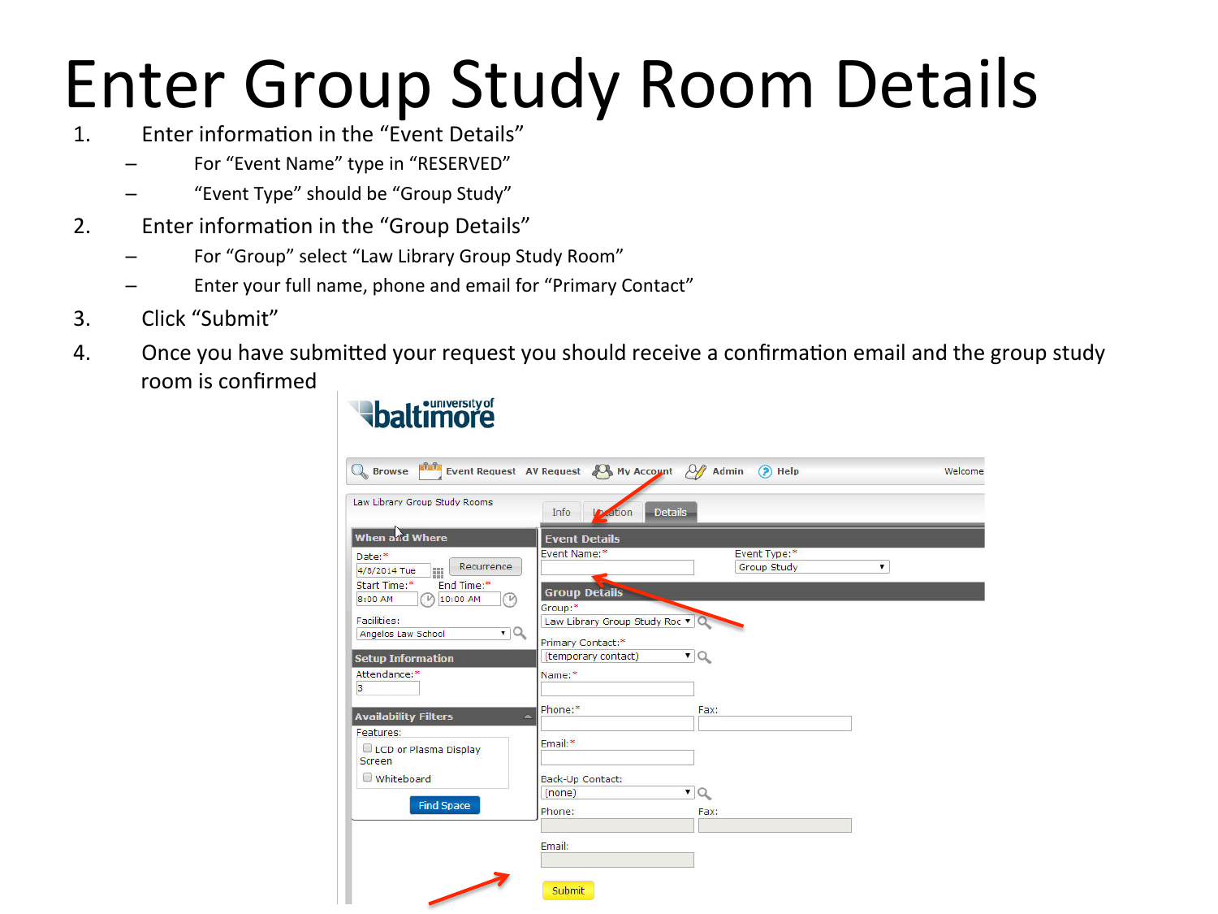# Enter Group Study Room Details

1. Enter information in the “Event Details”
   - For “Event Name” type in “RESERVED”
   - “Event Type” should be “Group Study”
2. Enter information in the “Group Details”
   - For “Group” select “Law Library Group Study Room”
   - Enter your full name, phone and email for “Primary Contact”
3. Click “Submit”
4. Once you have submitted your request you should receive a confirmation email and the group study room is confirmed